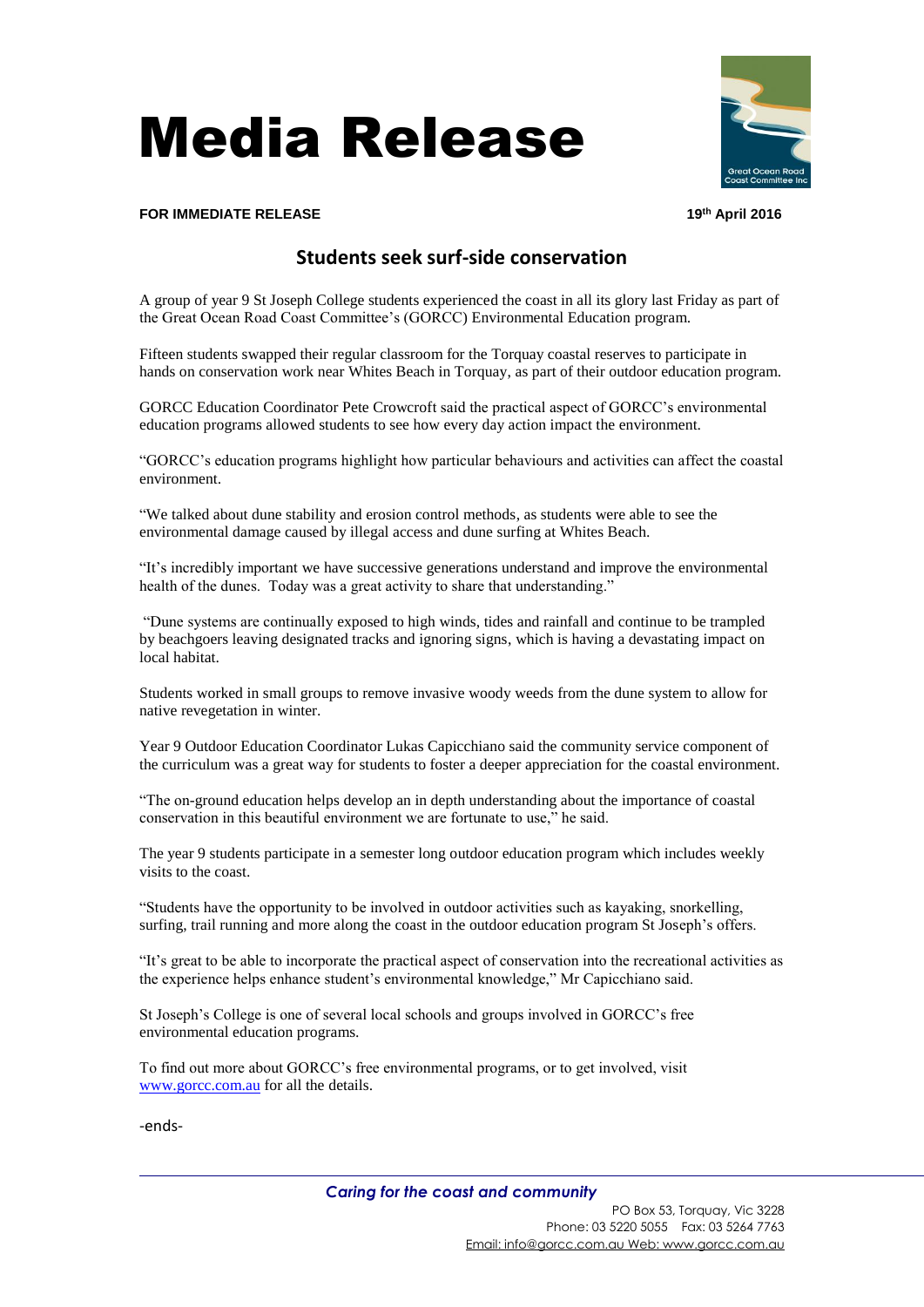# Media Release

**FOR IMMEDIATE RELEASE** **19th April 2016**

## Students seek surf-side conservation

A group of year 9 St Joseph College students experienced the coast in all its glory last Friday as part of the Great Ocean Road Coast Committee's (GORCC) Environmental Education program.

Fifteen students swapped their regular classroom for the Torquay coastal reserves to participate in hands on conservation work near Whites Beach in Torquay, as part of their outdoor education program.

GORCC Education Coordinator Pete Crowcroft said the practical aspect of GORCC's environmental education programs allowed students to see how every day action impact the environment.

"GORCC's education programs highlight how particular behaviours and activities can affect the coastal environment.

"We talked about dune stability and erosion control methods, as students were able to see the environmental damage caused by illegal access and dune surfing at Whites Beach.

"It's incredibly important we have successive generations understand and improve the environmental health of the dunes. Today was a great activity to share that understanding."

"Dune systems are continually exposed to high winds, tides and rainfall and continue to be trampled by beachgoers leaving designated tracks and ignoring signs, which is having a devastating impact on local habitat.

Students worked in small groups to remove invasive woody weeds from the dune system to allow for native revegetation in winter.

Year 9 Outdoor Education Coordinator Lukas Capicchiano said the community service component of the curriculum was a great way for students to foster a deeper appreciation for the coastal environment.

"The on-ground education helps develop an in depth understanding about the importance of coastal conservation in this beautiful environment we are fortunate to use," he said.

The year 9 students participate in a semester long outdoor education program which includes weekly visits to the coast.

"Students have the opportunity to be involved in outdoor activities such as kayaking, snorkelling, surfing, trail running and more along the coast in the outdoor education program St Joseph's offers.

"It's great to be able to incorporate the practical aspect of conservation into the recreational activities as the experience helps enhance student's environmental knowledge," Mr Capicchiano said.

St Joseph's College is one of several local schools and groups involved in GORCC's free environmental education programs.

To find out more about GORCC's free environmental programs, or to get involved, visit www.gorcc.com.au for all the details.

-ends-

*Caring for the coast and community*

PO Box 53, Torquay, Vic 3228
Phone: 03 5220 5055 Fax: 03 5264 7763
Email: info@gorcc.com.au Web: www.gorcc.com.au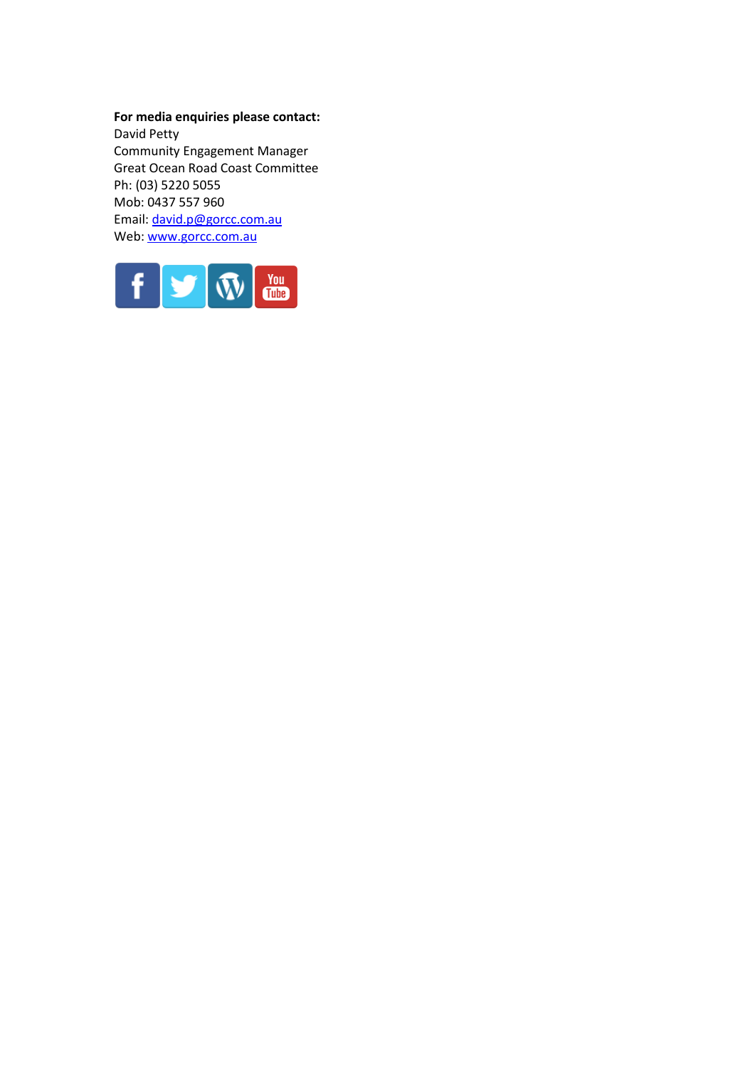**For media enquiries please contact:**
David Petty
Community Engagement Manager
Great Ocean Road Coast Committee
Ph: (03) 5220 5055
Mob: 0437 557 960
Email: david.p@gorcc.com.au
Web: www.gorcc.com.au